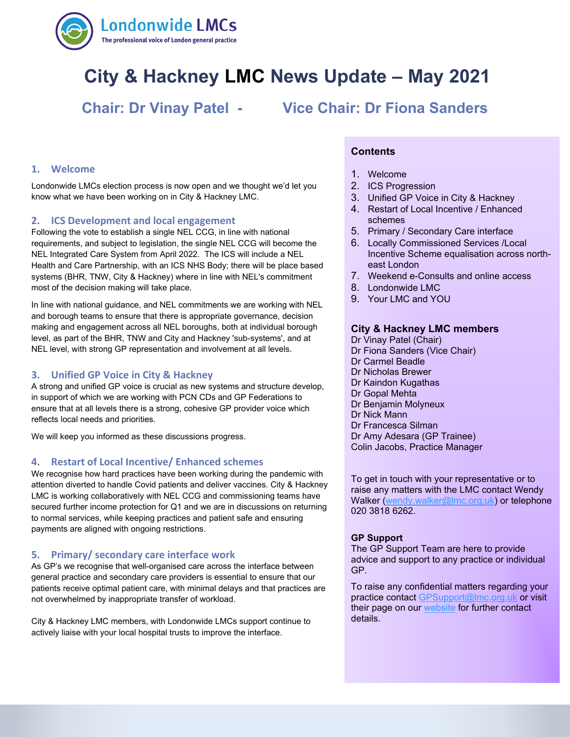Londonwide LMCs
The professional voice of London general practice

# City & Hackney LMC News Update – May 2021

## Chair: Dr Vinay Patel - Vice Chair: Dr Fiona Sanders

## 1. Welcome

Londonwide LMCs election process is now open and we thought we'd let you know what we have been working on in City & Hackney LMC.

## 2. ICS Development and local engagement

Following the vote to establish a single NEL CCG, in line with national requirements, and subject to legislation, the single NEL CCG will become the NEL Integrated Care System from April 2022. The ICS will include a NEL Health and Care Partnership, with an ICS NHS Body; there will be place based systems (BHR, TNW, City & Hackney) where in line with NEL's commitment most of the decision making will take place.

In line with national guidance, and NEL commitments we are working with NEL and borough teams to ensure that there is appropriate governance, decision making and engagement across all NEL boroughs, both at individual borough level, as part of the BHR, TNW and City and Hackney 'sub-systems', and at NEL level, with strong GP representation and involvement at all levels.

## 3. Unified GP Voice in City & Hackney

A strong and unified GP voice is crucial as new systems and structure develop, in support of which we are working with PCN CDs and GP Federations to ensure that at all levels there is a strong, cohesive GP provider voice which reflects local needs and priorities.

We will keep you informed as these discussions progress.

## 4. Restart of Local Incentive/ Enhanced schemes

We recognise how hard practices have been working during the pandemic with attention diverted to handle Covid patients and deliver vaccines. City & Hackney LMC is working collaboratively with NEL CCG and commissioning teams have secured further income protection for Q1 and we are in discussions on returning to normal services, while keeping practices and patient safe and ensuring payments are aligned with ongoing restrictions.

## 5. Primary/ secondary care interface work

As GP's we recognise that well-organised care across the interface between general practice and secondary care providers is essential to ensure that our patients receive optimal patient care, with minimal delays and that practices are not overwhelmed by inappropriate transfer of workload.

City & Hackney LMC members, with Londonwide LMCs support continue to actively liaise with your local hospital trusts to improve the interface.

### Contents

1. Welcome
2. ICS Progression
3. Unified GP Voice in City & Hackney
4. Restart of Local Incentive / Enhanced schemes
5. Primary / Secondary Care interface
6. Locally Commissioned Services /Local Incentive Scheme equalisation across north-east London
7. Weekend e-Consults and online access
8. Londonwide LMC
9. Your LMC and YOU

### City & Hackney LMC members

Dr Vinay Patel (Chair)
Dr Fiona Sanders (Vice Chair)
Dr Carmel Beadle
Dr Nicholas Brewer
Dr Kaindon Kugathas
Dr Gopal Mehta
Dr Benjamin Molyneux
Dr Nick Mann
Dr Francesca Silman
Dr Amy Adesara (GP Trainee)
Colin Jacobs, Practice Manager

To get in touch with your representative or to raise any matters with the LMC contact Wendy Walker (wendy.walker@lmc.org.uk) or telephone 020 3818 6262.

### GP Support

The GP Support Team are here to provide advice and support to any practice or individual GP.

To raise any confidential matters regarding your practice contact GPSupport@lmc.org.uk or visit their page on our website for further contact details.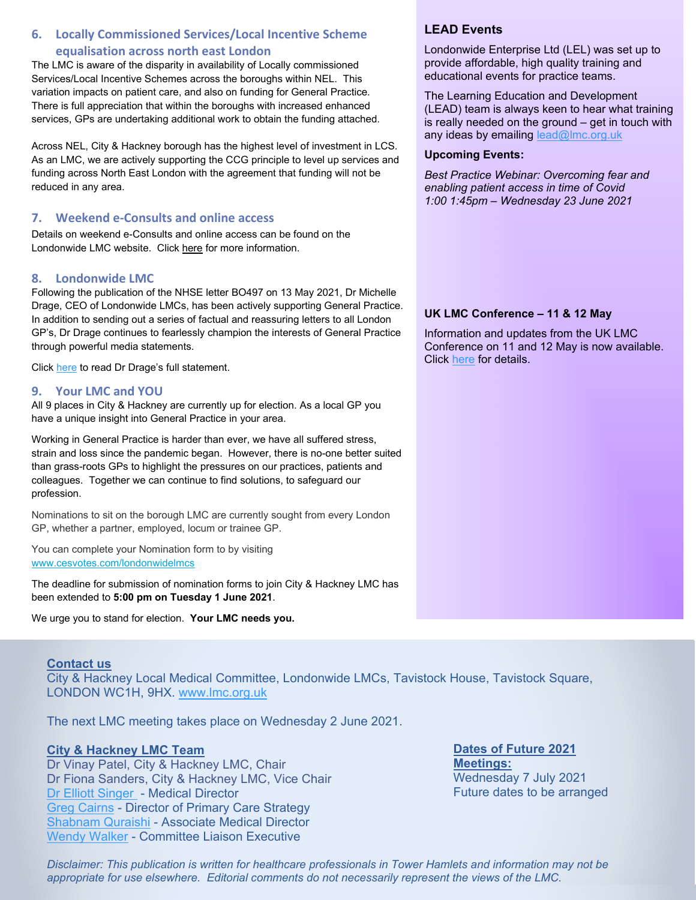## 6. Locally Commissioned Services/Local Incentive Scheme equalisation across north east London

The LMC is aware of the disparity in availability of Locally commissioned Services/Local Incentive Schemes across the boroughs within NEL. This variation impacts on patient care, and also on funding for General Practice. There is full appreciation that within the boroughs with increased enhanced services, GPs are undertaking additional work to obtain the funding attached.

Across NEL, City & Hackney borough has the highest level of investment in LCS. As an LMC, we are actively supporting the CCG principle to level up services and funding across North East London with the agreement that funding will not be reduced in any area.

## 7. Weekend e-Consults and online access

Details on weekend e-Consults and online access can be found on the Londonwide LMC website. Click here for more information.

## 8. Londonwide LMC

Following the publication of the NHSE letter BO497 on 13 May 2021, Dr Michelle Drage, CEO of Londonwide LMCs, has been actively supporting General Practice. In addition to sending out a series of factual and reassuring letters to all London GP's, Dr Drage continues to fearlessly champion the interests of General Practice through powerful media statements.

Click here to read Dr Drage's full statement.

## 9. Your LMC and YOU

All 9 places in City & Hackney are currently up for election. As a local GP you have a unique insight into General Practice in your area.

Working in General Practice is harder than ever, we have all suffered stress, strain and loss since the pandemic began. However, there is no-one better suited than grass-roots GPs to highlight the pressures on our practices, patients and colleagues. Together we can continue to find solutions, to safeguard our profession.

Nominations to sit on the borough LMC are currently sought from every London GP, whether a partner, employed, locum or trainee GP.

You can complete your Nomination form to by visiting www.cesvotes.com/londonwidelmcs

The deadline for submission of nomination forms to join City & Hackney LMC has been extended to **5:00 pm on Tuesday 1 June 2021**.

We urge you to stand for election. **Your LMC needs you.**

### LEAD Events

Londonwide Enterprise Ltd (LEL) was set up to provide affordable, high quality training and educational events for practice teams.

The Learning Education and Development (LEAD) team is always keen to hear what training is really needed on the ground – get in touch with any ideas by emailing lead@lmc.org.uk

**Upcoming Events:**

*Best Practice Webinar: Overcoming fear and enabling patient access in time of Covid 1:00 1:45pm – Wednesday 23 June 2021*

### UK LMC Conference – 11 & 12 May

Information and updates from the UK LMC Conference on 11 and 12 May is now available. Click here for details.

**Contact us**

City & Hackney Local Medical Committee, Londonwide LMCs, Tavistock House, Tavistock Square, LONDON WC1H, 9HX. www.lmc.org.uk

The next LMC meeting takes place on Wednesday 2 June 2021.

**City & Hackney LMC Team**

Dr Vinay Patel, City & Hackney LMC, Chair
Dr Fiona Sanders, City & Hackney LMC, Vice Chair
Dr Elliott Singer - Medical Director
Greg Cairns - Director of Primary Care Strategy
Shabnam Quraishi - Associate Medical Director
Wendy Walker - Committee Liaison Executive

**Dates of Future 2021 Meetings:**

Wednesday 7 July 2021
Future dates to be arranged

*Disclaimer: This publication is written for healthcare professionals in Tower Hamlets and information may not be appropriate for use elsewhere. Editorial comments do not necessarily represent the views of the LMC.*